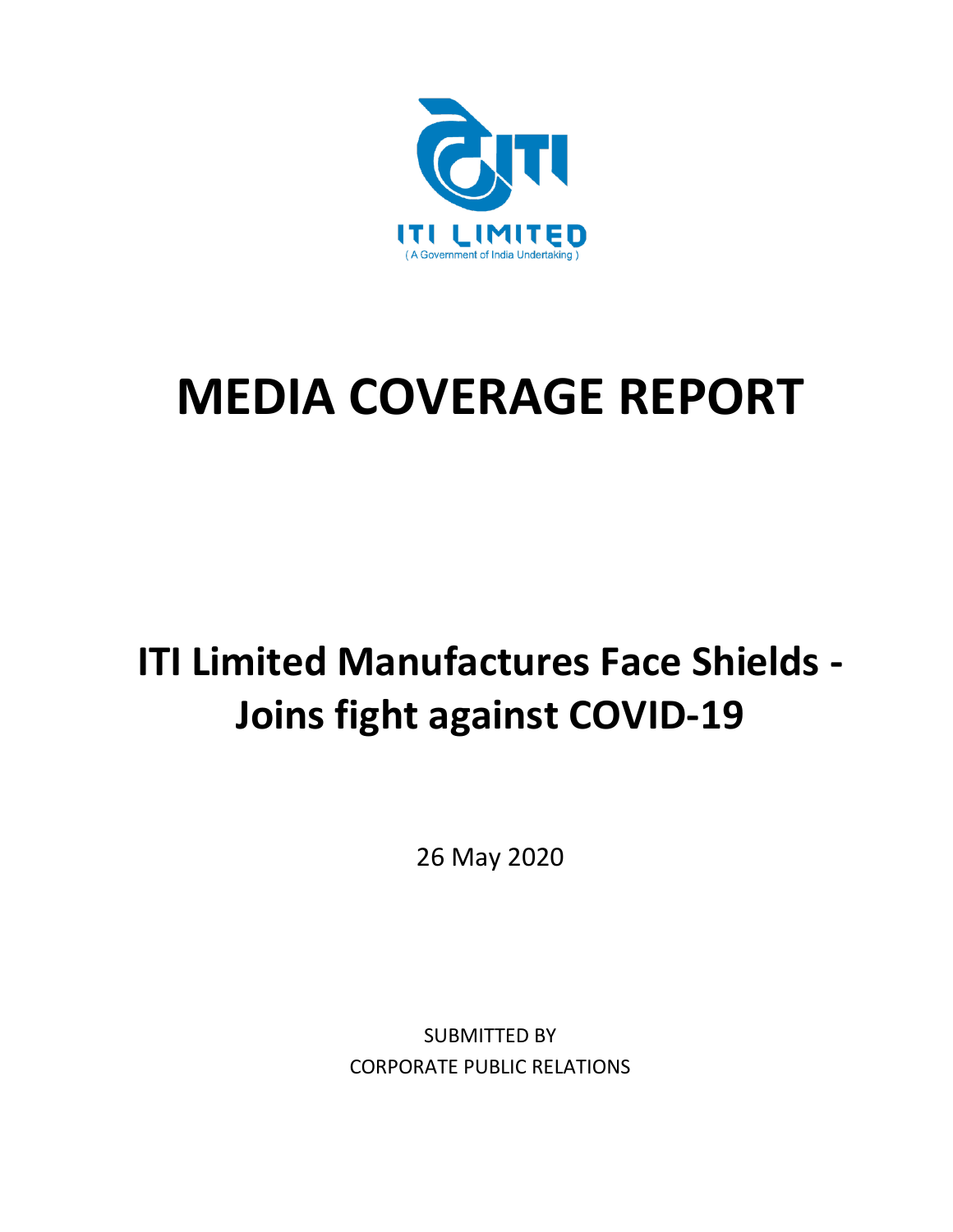ITI LIMITED

( A Government of India Undertaking )

# MEDIA COVERAGE REPORT

## ITI Limited Manufactures Face Shields - Joins fight against COVID-19

26 May 2020

SUBMITTED BY

CORPORATE PUBLIC RELATIONS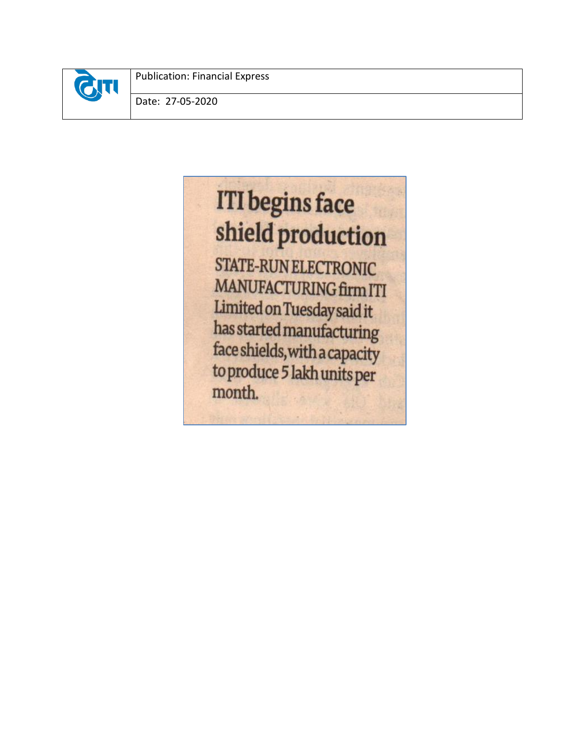| | |
|---|---|
| | Publication: Financial Express |
| | Date: 27-05-2020 |

# ITI begins face shield production

STATE-RUN ELECTRONIC MANUFACTURING firm ITI Limited on Tuesday said it has started manufacturing face shields, with a capacity to produce 5 lakh units per month.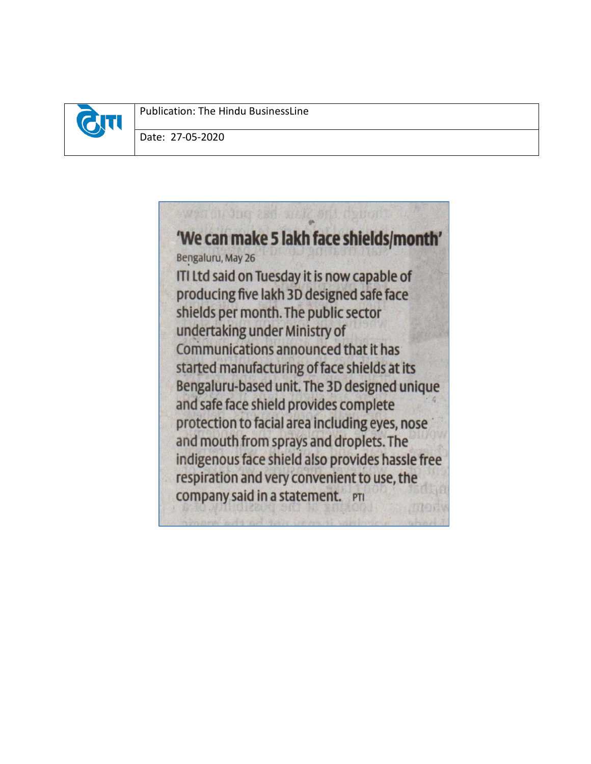| | Publication: The Hindu BusinessLine |
|---|---|
| | Date: 27-05-2020 |

# 'We can make 5 lakh face shields/month'

Bengaluru, May 26

ITI Ltd said on Tuesday it is now capable of producing five lakh 3D designed safe face shields per month. The public sector undertaking under Ministry of Communications announced that it has started manufacturing of face shields at its Bengaluru-based unit. The 3D designed unique and safe face shield provides complete protection to facial area including eyes, nose and mouth from sprays and droplets. The indigenous face shield also provides hassle free respiration and very convenient to use, the company said in a statement. PTI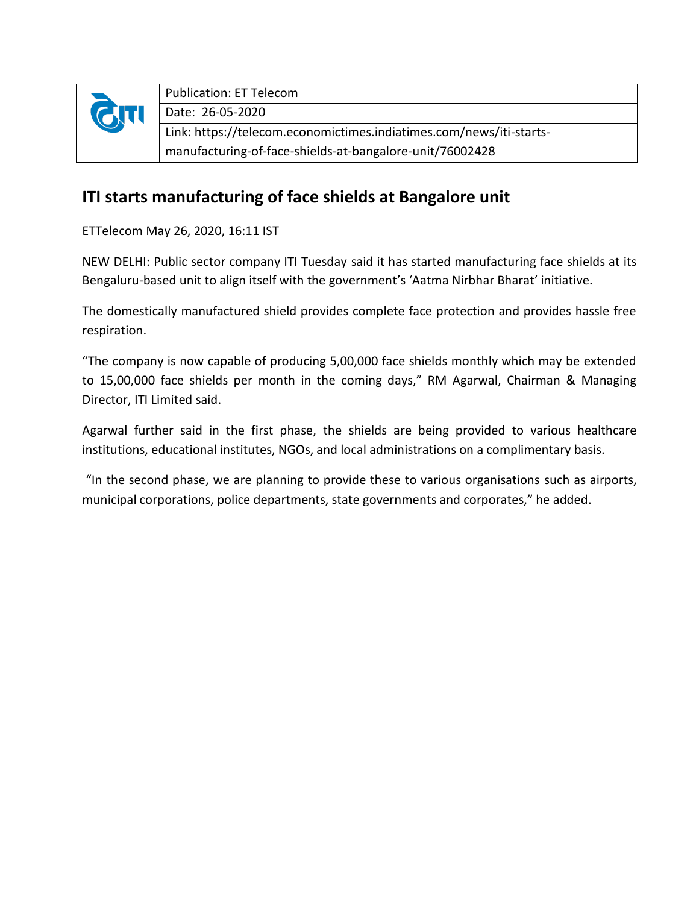| | Publication: ET Telecom |
|---|---|
| | Date: 26-05-2020 |
| | Link: https://telecom.economictimes.indiatimes.com/news/iti-starts-manufacturing-of-face-shields-at-bangalore-unit/76002428 |

## ITI starts manufacturing of face shields at Bangalore unit

ETTelecom May 26, 2020, 16:11 IST

NEW DELHI: Public sector company ITI Tuesday said it has started manufacturing face shields at its Bengaluru-based unit to align itself with the government's 'Aatma Nirbhar Bharat' initiative.

The domestically manufactured shield provides complete face protection and provides hassle free respiration.

"The company is now capable of producing 5,00,000 face shields monthly which may be extended to 15,00,000 face shields per month in the coming days," RM Agarwal, Chairman & Managing Director, ITI Limited said.

Agarwal further said in the first phase, the shields are being provided to various healthcare institutions, educational institutes, NGOs, and local administrations on a complimentary basis.

"In the second phase, we are planning to provide these to various organisations such as airports, municipal corporations, police departments, state governments and corporates," he added.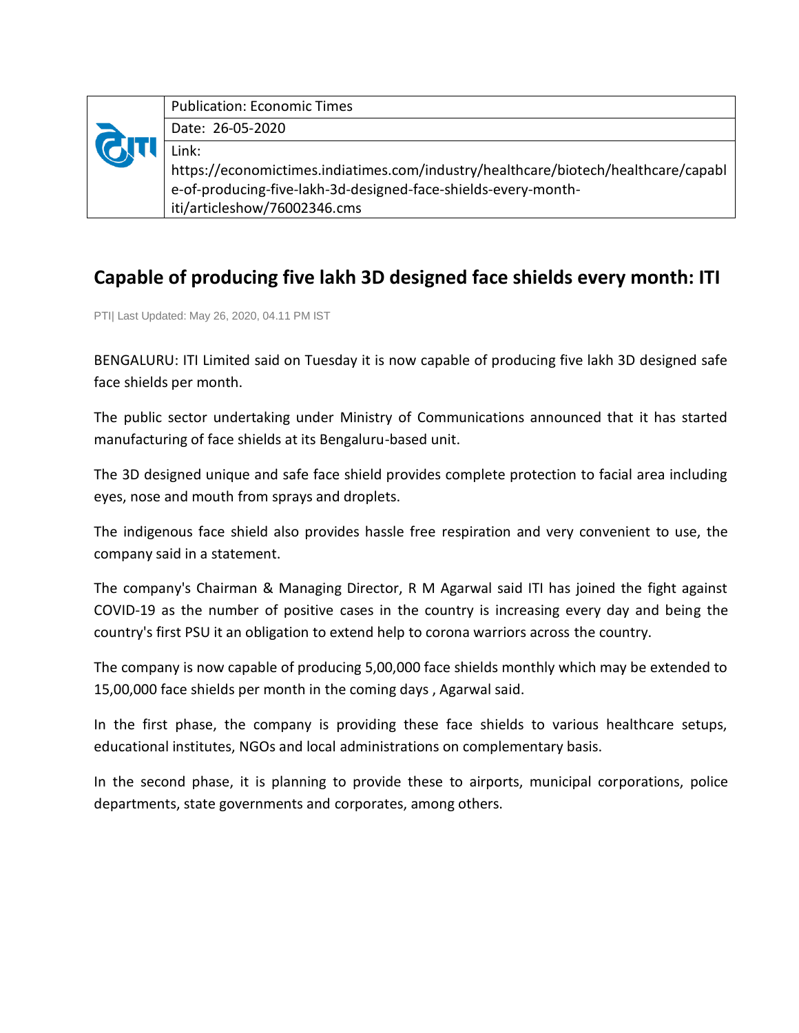| | Publication: Economic Times |
|---|---|
| | Date: 26-05-2020 |
| | Link: https://economictimes.indiatimes.com/industry/healthcare/biotech/healthcare/capable-of-producing-five-lakh-3d-designed-face-shields-every-month-iti/articleshow/76002346.cms |

# Capable of producing five lakh 3D designed face shields every month: ITI

PTI| Last Updated: May 26, 2020, 04.11 PM IST

BENGALURU: ITI Limited said on Tuesday it is now capable of producing five lakh 3D designed safe face shields per month.

The public sector undertaking under Ministry of Communications announced that it has started manufacturing of face shields at its Bengaluru-based unit.

The 3D designed unique and safe face shield provides complete protection to facial area including eyes, nose and mouth from sprays and droplets.

The indigenous face shield also provides hassle free respiration and very convenient to use, the company said in a statement.

The company's Chairman & Managing Director, R M Agarwal said ITI has joined the fight against COVID-19 as the number of positive cases in the country is increasing every day and being the country's first PSU it an obligation to extend help to corona warriors across the country.

The company is now capable of producing 5,00,000 face shields monthly which may be extended to 15,00,000 face shields per month in the coming days , Agarwal said.

In the first phase, the company is providing these face shields to various healthcare setups, educational institutes, NGOs and local administrations on complementary basis.

In the second phase, it is planning to provide these to airports, municipal corporations, police departments, state governments and corporates, among others.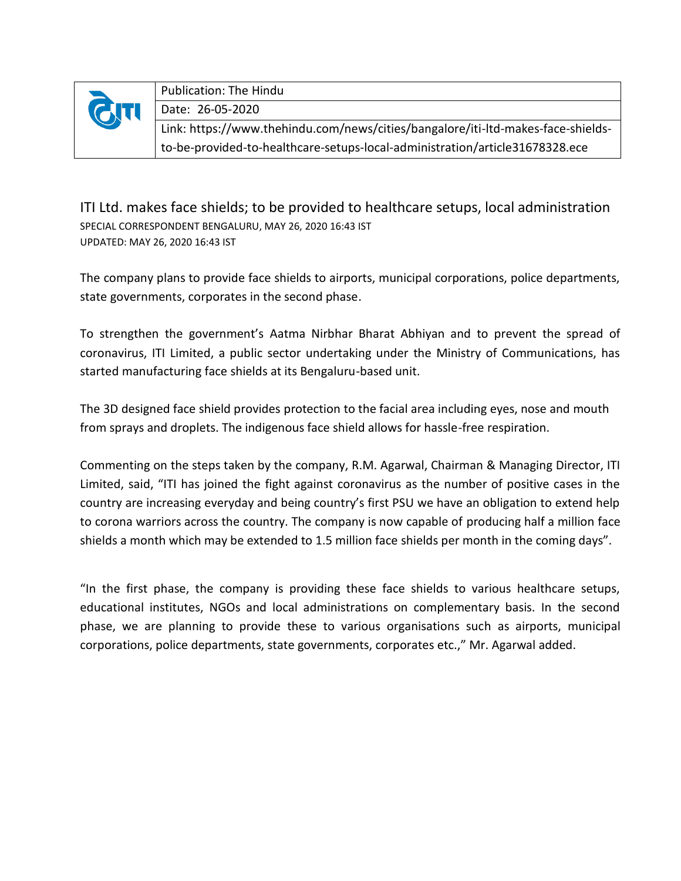| | Publication: The Hindu |
|---|---|
| | Date: 26-05-2020 |
| | Link: https://www.thehindu.com/news/cities/bangalore/iti-ltd-makes-face-shields-to-be-provided-to-healthcare-setups-local-administration/article31678328.ece |

# ITI Ltd. makes face shields; to be provided to healthcare setups, local administration

SPECIAL CORRESPONDENT BENGALURU, MAY 26, 2020 16:43 IST
UPDATED: MAY 26, 2020 16:43 IST

The company plans to provide face shields to airports, municipal corporations, police departments, state governments, corporates in the second phase.

To strengthen the government's Aatma Nirbhar Bharat Abhiyan and to prevent the spread of coronavirus, ITI Limited, a public sector undertaking under the Ministry of Communications, has started manufacturing face shields at its Bengaluru-based unit.

The 3D designed face shield provides protection to the facial area including eyes, nose and mouth from sprays and droplets. The indigenous face shield allows for hassle-free respiration.

Commenting on the steps taken by the company, R.M. Agarwal, Chairman & Managing Director, ITI Limited, said, "ITI has joined the fight against coronavirus as the number of positive cases in the country are increasing everyday and being country's first PSU we have an obligation to extend help to corona warriors across the country. The company is now capable of producing half a million face shields a month which may be extended to 1.5 million face shields per month in the coming days".

"In the first phase, the company is providing these face shields to various healthcare setups, educational institutes, NGOs and local administrations on complementary basis. In the second phase, we are planning to provide these to various organisations such as airports, municipal corporations, police departments, state governments, corporates etc.," Mr. Agarwal added.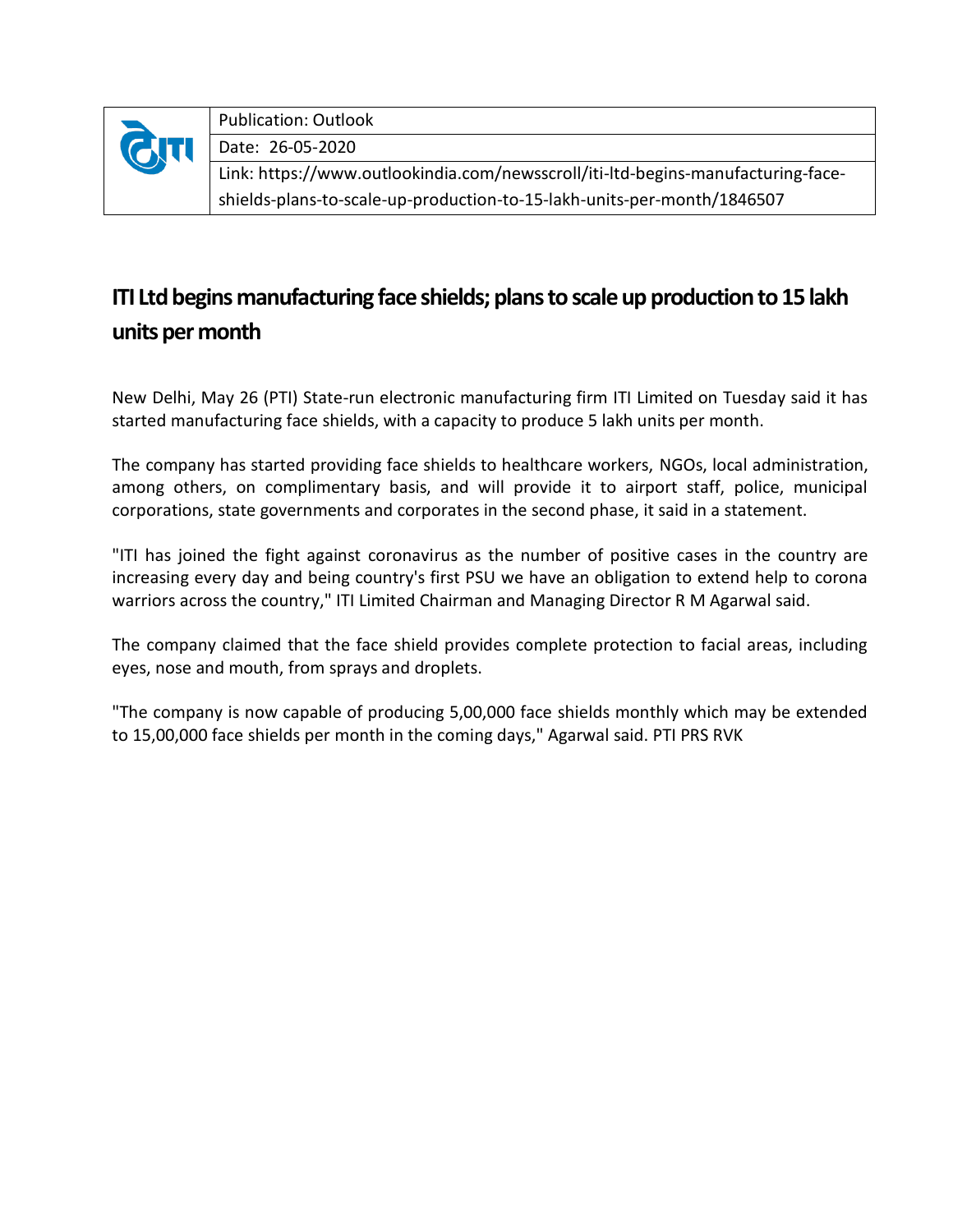| | Publication: Outlook |
| --- | --- |
| | Date: 26-05-2020 |
| | Link: https://www.outlookindia.com/newsscroll/iti-ltd-begins-manufacturing-face-shields-plans-to-scale-up-production-to-15-lakh-units-per-month/1846507 |

## ITI Ltd begins manufacturing face shields; plans to scale up production to 15 lakh units per month

New Delhi, May 26 (PTI) State-run electronic manufacturing firm ITI Limited on Tuesday said it has started manufacturing face shields, with a capacity to produce 5 lakh units per month.

The company has started providing face shields to healthcare workers, NGOs, local administration, among others, on complimentary basis, and will provide it to airport staff, police, municipal corporations, state governments and corporates in the second phase, it said in a statement.

"ITI has joined the fight against coronavirus as the number of positive cases in the country are increasing every day and being country's first PSU we have an obligation to extend help to corona warriors across the country," ITI Limited Chairman and Managing Director R M Agarwal said.

The company claimed that the face shield provides complete protection to facial areas, including eyes, nose and mouth, from sprays and droplets.

"The company is now capable of producing 5,00,000 face shields monthly which may be extended to 15,00,000 face shields per month in the coming days," Agarwal said. PTI PRS RVK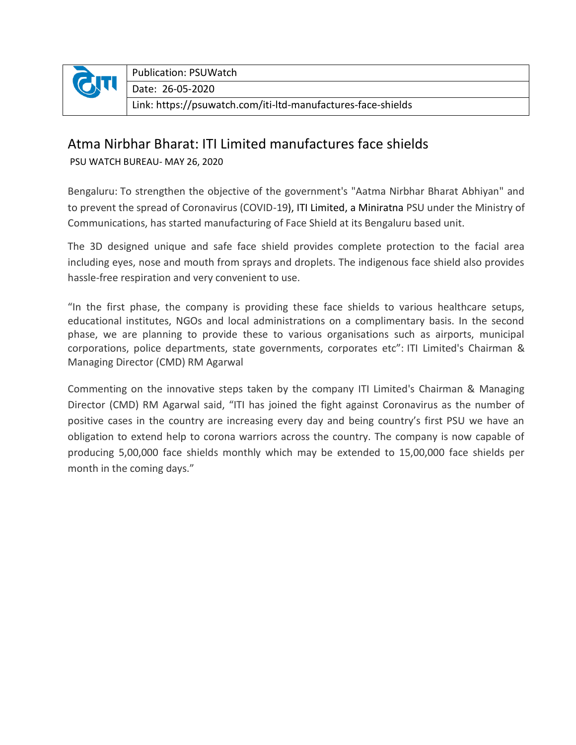| | Publication: PSUWatch |
|---|---|
| | Date: 26-05-2020 |
| | Link: https://psuwatch.com/iti-ltd-manufactures-face-shields |

# Atma Nirbhar Bharat: ITI Limited manufactures face shields

PSU WATCH BUREAU- MAY 26, 2020

Bengaluru: To strengthen the objective of the government's "Aatma Nirbhar Bharat Abhiyan" and to prevent the spread of Coronavirus (COVID-19), ITI Limited, a Miniratna PSU under the Ministry of Communications, has started manufacturing of Face Shield at its Bengaluru based unit.

The 3D designed unique and safe face shield provides complete protection to the facial area including eyes, nose and mouth from sprays and droplets. The indigenous face shield also provides hassle-free respiration and very convenient to use.

"In the first phase, the company is providing these face shields to various healthcare setups, educational institutes, NGOs and local administrations on a complimentary basis. In the second phase, we are planning to provide these to various organisations such as airports, municipal corporations, police departments, state governments, corporates etc": ITI Limited's Chairman & Managing Director (CMD) RM Agarwal

Commenting on the innovative steps taken by the company ITI Limited's Chairman & Managing Director (CMD) RM Agarwal said, "ITI has joined the fight against Coronavirus as the number of positive cases in the country are increasing every day and being country's first PSU we have an obligation to extend help to corona warriors across the country. The company is now capable of producing 5,00,000 face shields monthly which may be extended to 15,00,000 face shields per month in the coming days."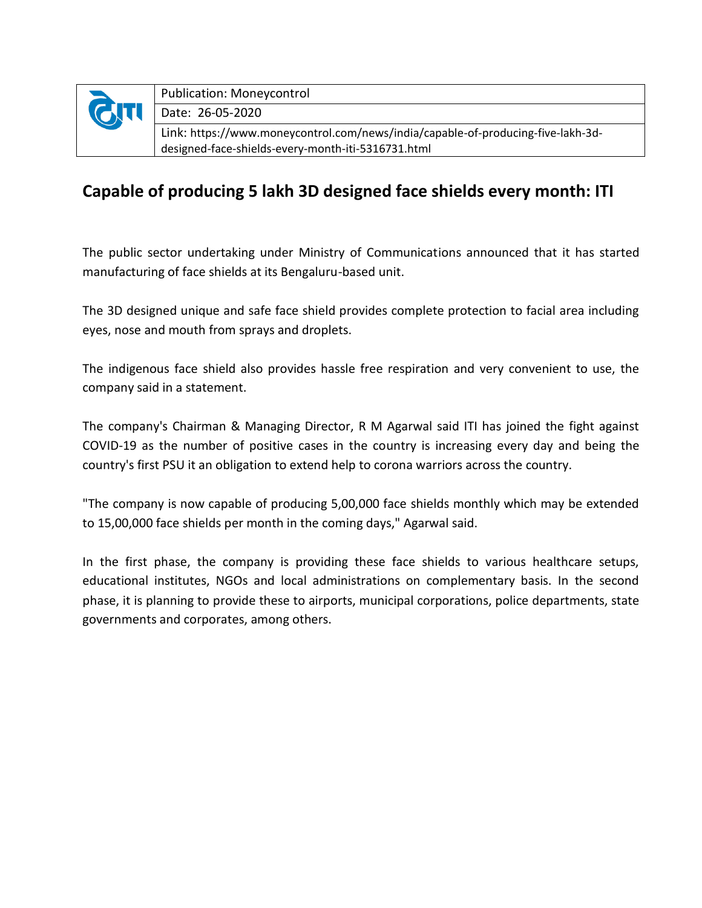| | Publication: Moneycontrol |
|---|---|
| | Date: 26-05-2020 |
| | Link: https://www.moneycontrol.com/news/india/capable-of-producing-five-lakh-3d-designed-face-shields-every-month-iti-5316731.html |

## Capable of producing 5 lakh 3D designed face shields every month: ITI

The public sector undertaking under Ministry of Communications announced that it has started manufacturing of face shields at its Bengaluru-based unit.

The 3D designed unique and safe face shield provides complete protection to facial area including eyes, nose and mouth from sprays and droplets.

The indigenous face shield also provides hassle free respiration and very convenient to use, the company said in a statement.

The company's Chairman & Managing Director, R M Agarwal said ITI has joined the fight against COVID-19 as the number of positive cases in the country is increasing every day and being the country's first PSU it an obligation to extend help to corona warriors across the country.

"The company is now capable of producing 5,00,000 face shields monthly which may be extended to 15,00,000 face shields per month in the coming days," Agarwal said.

In the first phase, the company is providing these face shields to various healthcare setups, educational institutes, NGOs and local administrations on complementary basis. In the second phase, it is planning to provide these to airports, municipal corporations, police departments, state governments and corporates, among others.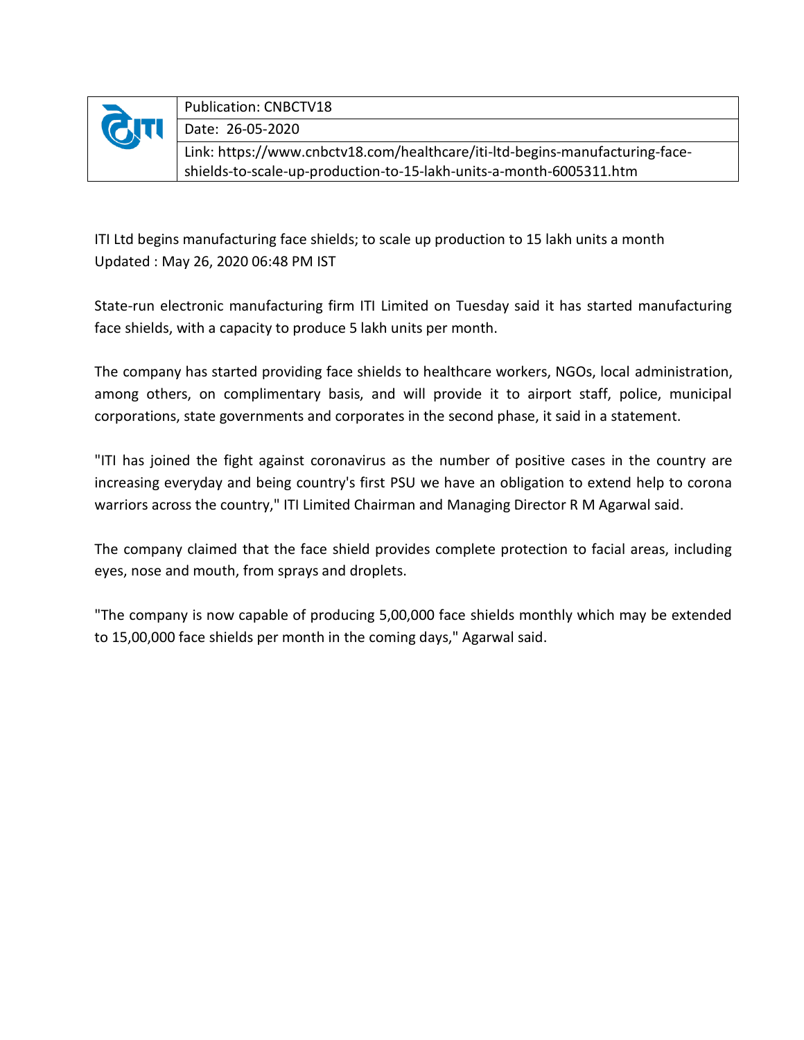| | Publication: CNBCTV18 |
|---|---|
| | Date: 26-05-2020 |
| | Link: https://www.cnbctv18.com/healthcare/iti-ltd-begins-manufacturing-face-shields-to-scale-up-production-to-15-lakh-units-a-month-6005311.htm |

ITI Ltd begins manufacturing face shields; to scale up production to 15 lakh units a month
Updated : May 26, 2020 06:48 PM IST

State-run electronic manufacturing firm ITI Limited on Tuesday said it has started manufacturing face shields, with a capacity to produce 5 lakh units per month.

The company has started providing face shields to healthcare workers, NGOs, local administration, among others, on complimentary basis, and will provide it to airport staff, police, municipal corporations, state governments and corporates in the second phase, it said in a statement.

"ITI has joined the fight against coronavirus as the number of positive cases in the country are increasing everyday and being country's first PSU we have an obligation to extend help to corona warriors across the country," ITI Limited Chairman and Managing Director R M Agarwal said.

The company claimed that the face shield provides complete protection to facial areas, including eyes, nose and mouth, from sprays and droplets.

"The company is now capable of producing 5,00,000 face shields monthly which may be extended to 15,00,000 face shields per month in the coming days," Agarwal said.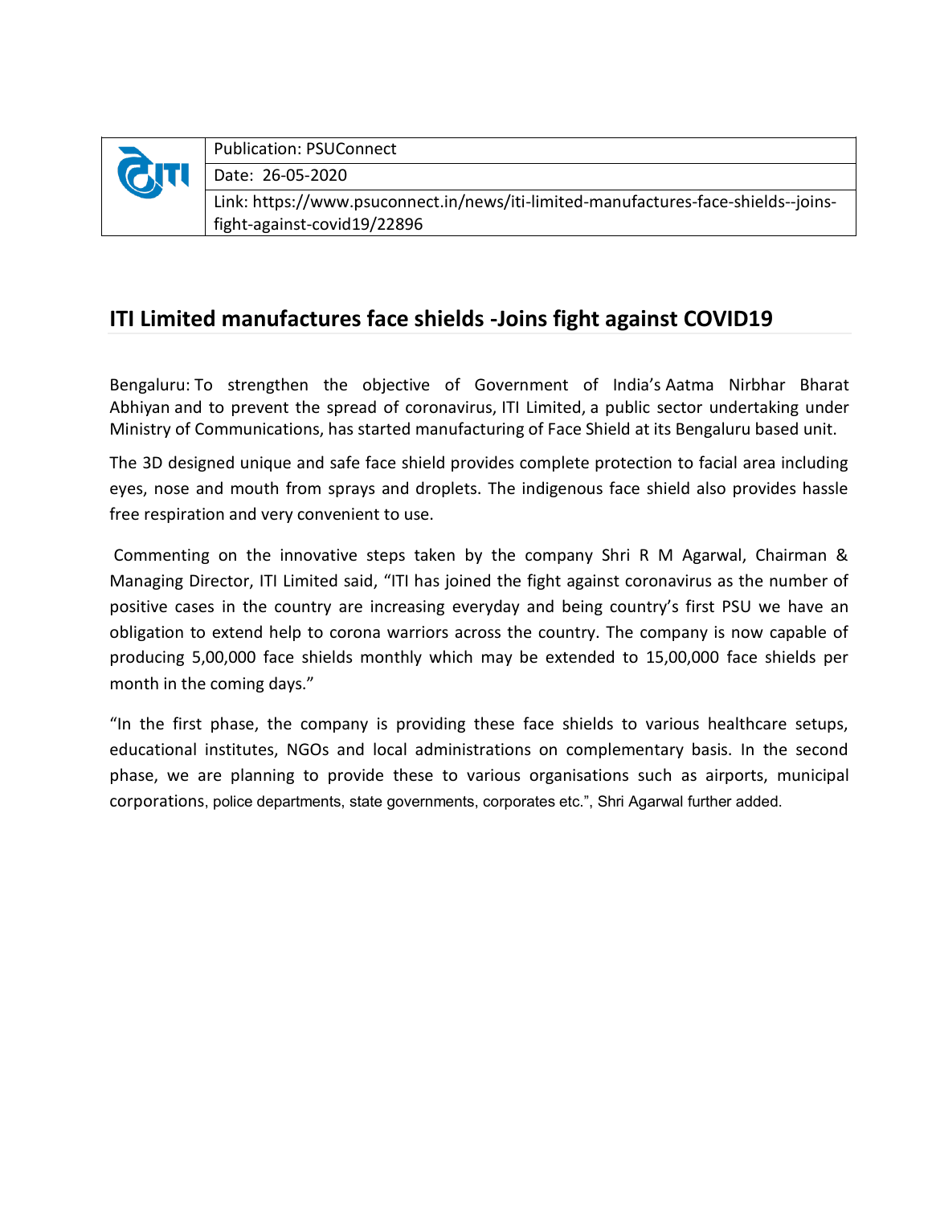| | |
|---|---|
| | Publication: PSUConnect |
| | Date: 26-05-2020 |
| | Link: https://www.psuconnect.in/news/iti-limited-manufactures-face-shields--joins-fight-against-covid19/22896 |

## ITI Limited manufactures face shields -Joins fight against COVID19

Bengaluru: To strengthen the objective of Government of India's Aatma Nirbhar Bharat Abhiyan and to prevent the spread of coronavirus, ITI Limited, a public sector undertaking under Ministry of Communications, has started manufacturing of Face Shield at its Bengaluru based unit.

The 3D designed unique and safe face shield provides complete protection to facial area including eyes, nose and mouth from sprays and droplets. The indigenous face shield also provides hassle free respiration and very convenient to use.

Commenting on the innovative steps taken by the company Shri R M Agarwal, Chairman & Managing Director, ITI Limited said, "ITI has joined the fight against coronavirus as the number of positive cases in the country are increasing everyday and being country's first PSU we have an obligation to extend help to corona warriors across the country. The company is now capable of producing 5,00,000 face shields monthly which may be extended to 15,00,000 face shields per month in the coming days."

"In the first phase, the company is providing these face shields to various healthcare setups, educational institutes, NGOs and local administrations on complementary basis. In the second phase, we are planning to provide these to various organisations such as airports, municipal corporations, police departments, state governments, corporates etc.", Shri Agarwal further added.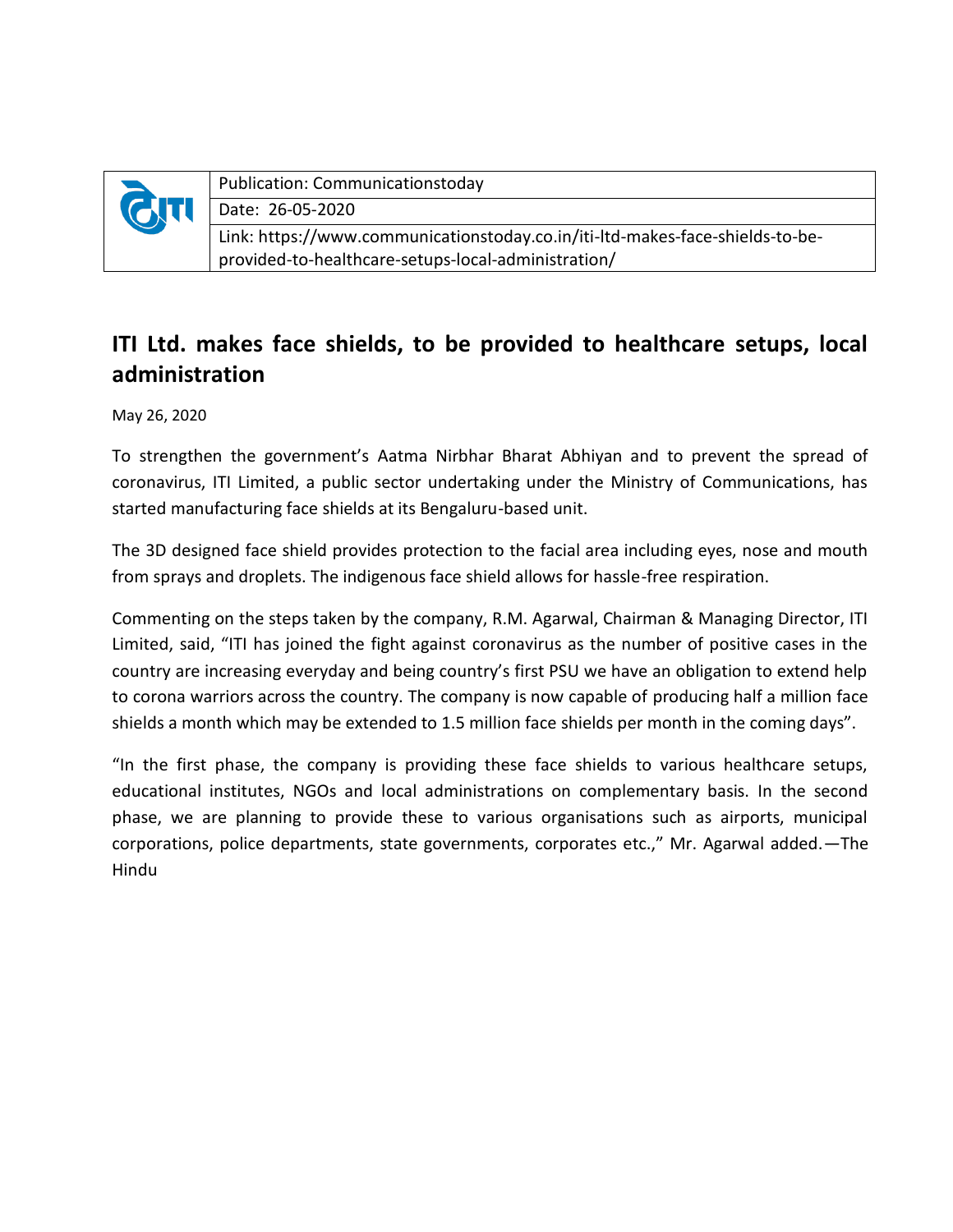| | Publication: Communicationstoday |
|---|---|
| | Date: 26-05-2020 |
| | Link: https://www.communicationstoday.co.in/iti-ltd-makes-face-shields-to-be-provided-to-healthcare-setups-local-administration/ |

## ITI Ltd. makes face shields, to be provided to healthcare setups, local administration

May 26, 2020

To strengthen the government's Aatma Nirbhar Bharat Abhiyan and to prevent the spread of coronavirus, ITI Limited, a public sector undertaking under the Ministry of Communications, has started manufacturing face shields at its Bengaluru-based unit.

The 3D designed face shield provides protection to the facial area including eyes, nose and mouth from sprays and droplets. The indigenous face shield allows for hassle-free respiration.

Commenting on the steps taken by the company, R.M. Agarwal, Chairman & Managing Director, ITI Limited, said, "ITI has joined the fight against coronavirus as the number of positive cases in the country are increasing everyday and being country's first PSU we have an obligation to extend help to corona warriors across the country. The company is now capable of producing half a million face shields a month which may be extended to 1.5 million face shields per month in the coming days".

"In the first phase, the company is providing these face shields to various healthcare setups, educational institutes, NGOs and local administrations on complementary basis. In the second phase, we are planning to provide these to various organisations such as airports, municipal corporations, police departments, state governments, corporates etc.," Mr. Agarwal added.—The Hindu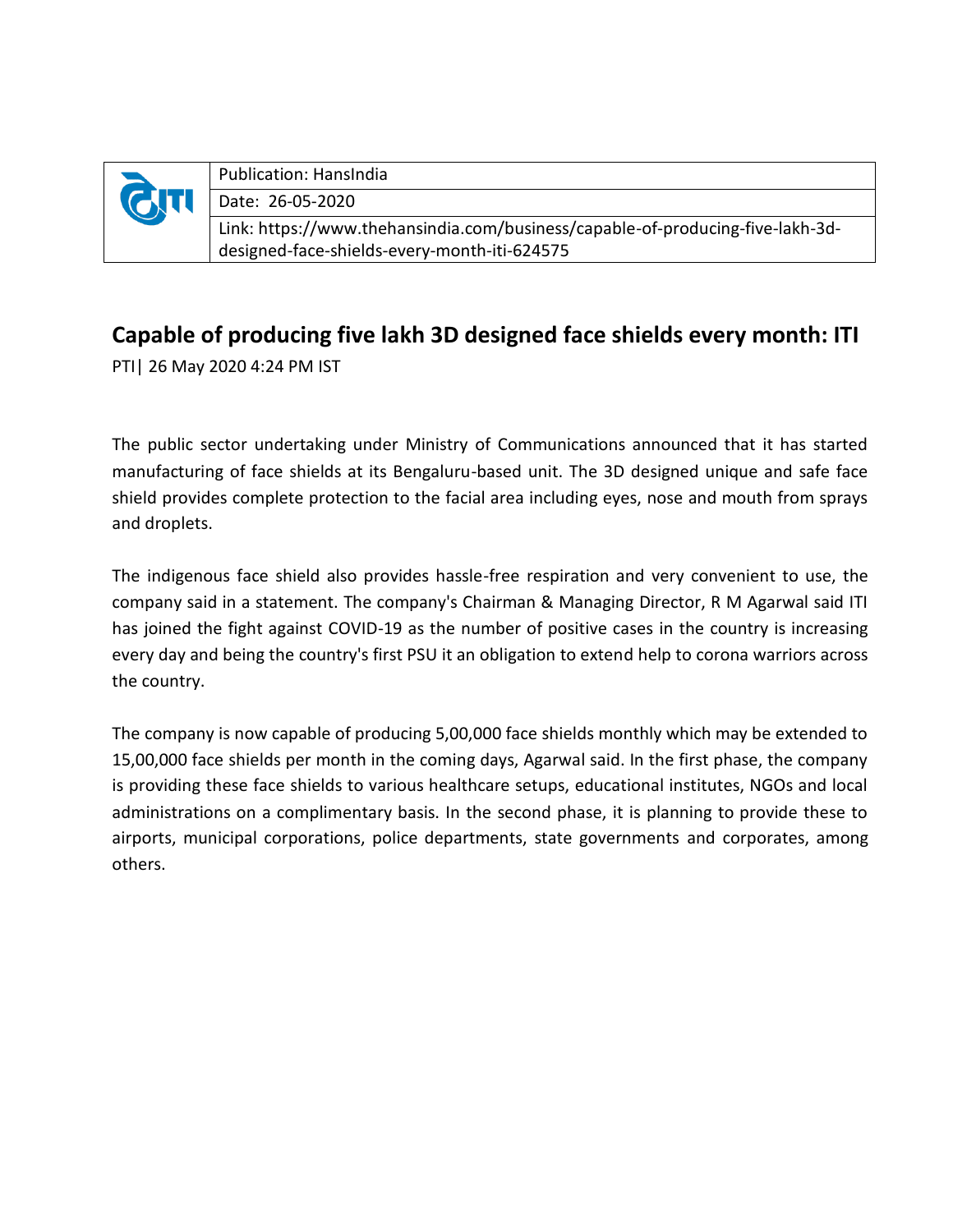| Publication: HansIndia |
| --- |
| Date: 26-05-2020 |
| Link: https://www.thehansindia.com/business/capable-of-producing-five-lakh-3d-designed-face-shields-every-month-iti-624575 |

# Capable of producing five lakh 3D designed face shields every month: ITI

PTI| 26 May 2020 4:24 PM IST

The public sector undertaking under Ministry of Communications announced that it has started manufacturing of face shields at its Bengaluru-based unit. The 3D designed unique and safe face shield provides complete protection to the facial area including eyes, nose and mouth from sprays and droplets.

The indigenous face shield also provides hassle-free respiration and very convenient to use, the company said in a statement. The company's Chairman & Managing Director, R M Agarwal said ITI has joined the fight against COVID-19 as the number of positive cases in the country is increasing every day and being the country's first PSU it an obligation to extend help to corona warriors across the country.

The company is now capable of producing 5,00,000 face shields monthly which may be extended to 15,00,000 face shields per month in the coming days, Agarwal said. In the first phase, the company is providing these face shields to various healthcare setups, educational institutes, NGOs and local administrations on a complimentary basis. In the second phase, it is planning to provide these to airports, municipal corporations, police departments, state governments and corporates, among others.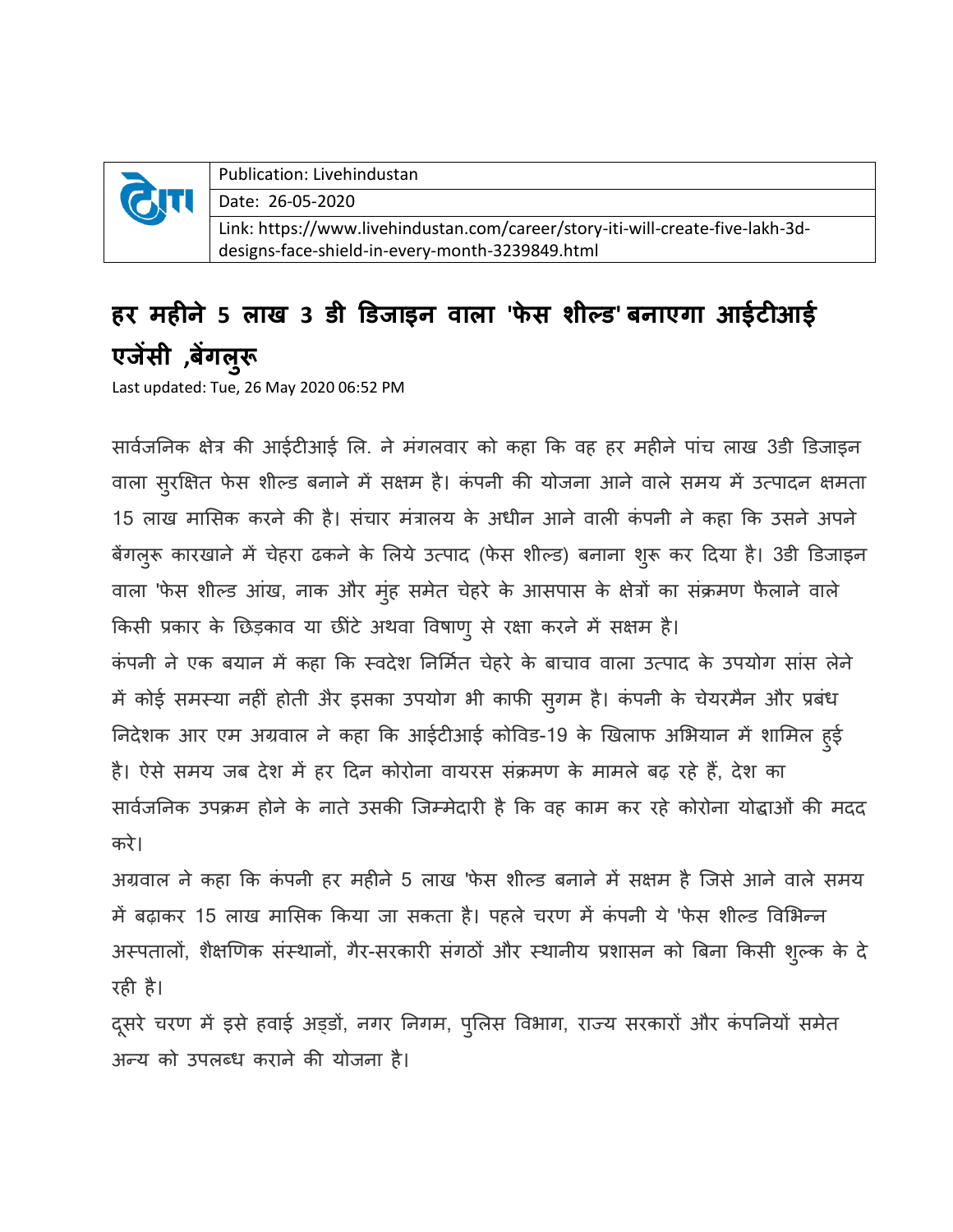| | Publication: Livehindustan |
|---|---|
| | Date: 26-05-2020 |
| | Link: https://www.livehindustan.com/career/story-iti-will-create-five-lakh-3d-designs-face-shield-in-every-month-3239849.html |

# हर महीने 5 लाख 3 डी डिजाइन वाला 'फेस शील्ड' बनाएगा आईटीआई एजेंसी ,बेंगलुरू

Last updated: Tue, 26 May 2020 06:52 PM

सार्वजनिक क्षेत्र की आईटीआई लि. ने मंगलवार को कहा कि वह हर महीने पांच लाख 3डी डिजाइन वाला सुरक्षित फेस शील्ड बनाने में सक्षम है। कंपनी की योजना आने वाले समय में उत्पादन क्षमता 15 लाख मासिक करने की है। संचार मंत्रालय के अधीन आने वाली कंपनी ने कहा कि उसने अपने बेंगलुरू कारखाने में चेहरा ढकने के लिये उत्पाद (फेस शील्ड) बनाना शुरू कर दिया है। 3डी डिजाइन वाला 'फेस शील्ड आंख, नाक और मुंह समेत चेहरे के आसपास के क्षेत्रों का संक्रमण फैलाने वाले किसी प्रकार के छिड़काव या छींटे अथवा विषाणु से रक्षा करने में सक्षम है।

कंपनी ने एक बयान में कहा कि स्वदेश निर्मित चेहरे के बाचाव वाला उत्पाद के उपयोग सांस लेने में कोई समस्या नहीं होती अैर इसका उपयोग भी काफी सुगम है। कंपनी के चेयरमैन और प्रबंध निदेशक आर एम अग्रवाल ने कहा कि आईटीआई कोविड-19 के खिलाफ अभियान में शामिल हुई है। ऐसे समय जब देश में हर दिन कोरोना वायरस संक्रमण के मामले बढ़ रहे हैं, देश का सार्वजनिक उपक्रम होने के नाते उसकी जिम्मेदारी है कि वह काम कर रहे कोरोना योद्धाओं की मदद करे।

अग्रवाल ने कहा कि कंपनी हर महीने 5 लाख 'फेस शील्ड बनाने में सक्षम है जिसे आने वाले समय में बढ़ाकर 15 लाख मासिक किया जा सकता है। पहले चरण में कंपनी ये 'फेस शील्ड विभिन्न अस्पतालों, शैक्षणिक संस्थानों, गैर-सरकारी संगठों और स्थानीय प्रशासन को बिना किसी शुल्क के दे रही है।

दूसरे चरण में इसे हवाई अड्डों, नगर निगम, पुलिस विभाग, राज्य सरकारों और कंपनियों समेत अन्य को उपलब्ध कराने की योजना है।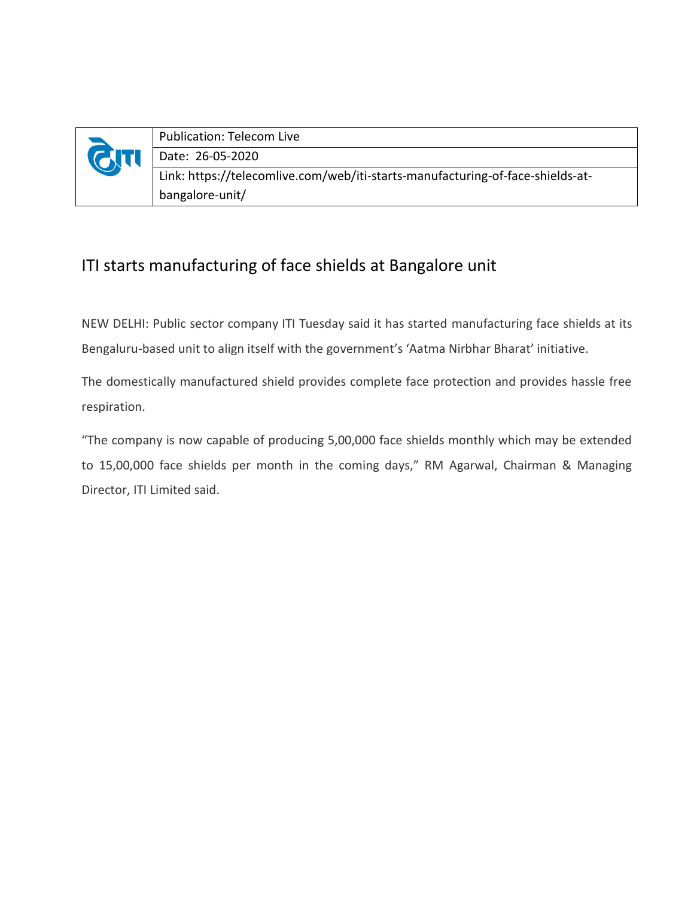| | |
|---|---|
| | Publication: Telecom Live |
| | Date: 26-05-2020 |
| | Link: https://telecomlive.com/web/iti-starts-manufacturing-of-face-shields-at-bangalore-unit/ |

## ITI starts manufacturing of face shields at Bangalore unit

NEW DELHI: Public sector company ITI Tuesday said it has started manufacturing face shields at its Bengaluru-based unit to align itself with the government's 'Aatma Nirbhar Bharat' initiative.

The domestically manufactured shield provides complete face protection and provides hassle free respiration.

"The company is now capable of producing 5,00,000 face shields monthly which may be extended to 15,00,000 face shields per month in the coming days," RM Agarwal, Chairman & Managing Director, ITI Limited said.